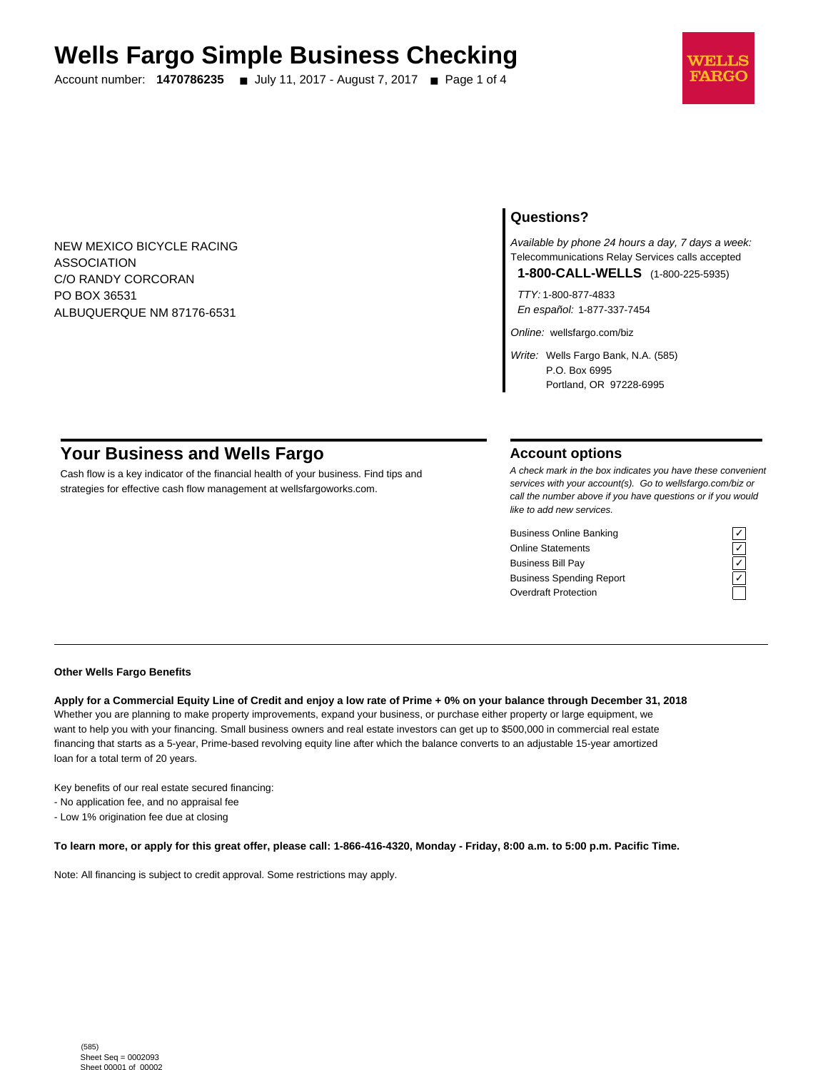# Wells Fargo Simple Business Checking

Account number: **1470786235** ■ July 11, 2017 - August 7, 2017

NEW MEXICO BICYCLE RACING
ASSOCIATION
C/O RANDY CORCORAN
PO BOX 36531
ALBUQUERQUE NM 87176-6531

## Questions?

*Available by phone 24 hours a day, 7 days a week:*
Telecommunications Relay Services calls accepted

**1-800-CALL-WELLS** (1-800-225-5935)

*TTY:* 1-800-877-4833
*En español:* 1-877-337-7454

*Online:* wellsfargo.com/biz

*Write:* Wells Fargo Bank, N.A. (585)
P.O. Box 6995
Portland, OR 97228-6995

## Your Business and Wells Fargo

Cash flow is a key indicator of the financial health of your business. Find tips and strategies for effective cash flow management at wellsfargoworks.com.

## Account options

*A check mark in the box indicates you have these convenient services with your account(s). Go to wellsfargo.com/biz or call the number above if you have questions or if you would like to add new services.*

| Service | |
|---|---|
| Business Online Banking | ✓ |
| Online Statements | ✓ |
| Business Bill Pay | ✓ |
| Business Spending Report | ✓ |
| Overdraft Protection | |

**Other Wells Fargo Benefits**

**Apply for a Commercial Equity Line of Credit and enjoy a low rate of Prime + 0% on your balance through December 31, 2018**
Whether you are planning to make property improvements, expand your business, or purchase either property or large equipment, we want to help you with your financing. Small business owners and real estate investors can get up to $500,000 in commercial real estate financing that starts as a 5-year, Prime-based revolving equity line after which the balance converts to an adjustable 15-year amortized loan for a total term of 20 years.

Key benefits of our real estate secured financing:
- No application fee, and no appraisal fee
- Low 1% origination fee due at closing

**To learn more, or apply for this great offer, please call: 1-866-416-4320, Monday - Friday, 8:00 a.m. to 5:00 p.m. Pacific Time.**

Note: All financing is subject to credit approval. Some restrictions may apply.

(585)
Sheet Seq = 0002093
Sheet 00001 of 00002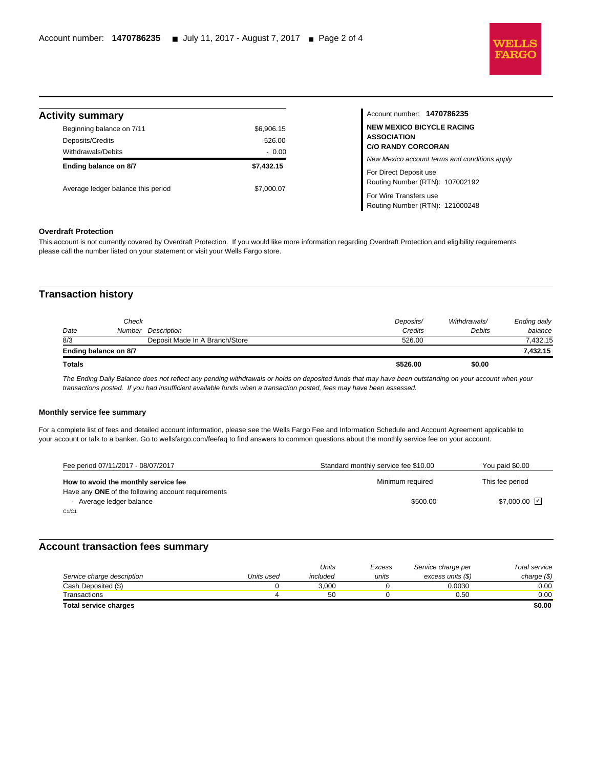## Activity summary

| | |
|---|---|
| Beginning balance on 7/11 | $6,906.15 |
| Deposits/Credits | 526.00 |
| Withdrawals/Debits | - 0.00 |
| **Ending balance on 8/7** | **$7,432.15** |
| Average ledger balance this period | $7,000.07 |

Account number: **1470786235**

**NEW MEXICO BICYCLE RACING ASSOCIATION**
**C/O RANDY CORCORAN**

*New Mexico account terms and conditions apply*

For Direct Deposit use
Routing Number (RTN): 107002192

For Wire Transfers use
Routing Number (RTN): 121000248

### Overdraft Protection

This account is not currently covered by Overdraft Protection. If you would like more information regarding Overdraft Protection and eligibility requirements please call the number listed on your statement or visit your Wells Fargo store.

## Transaction history

| *Date* | *Check Number* | *Description* | *Deposits/ Credits* | *Withdrawals/ Debits* | *Ending daily balance* |
|---|---|---|---|---|---|
| 8/3 | | Deposit Made In A Branch/Store | 526.00 | | 7,432.15 |
| **Ending balance on 8/7** | | | | | **7,432.15** |
| **Totals** | | | **$526.00** | **$0.00** | |

*The Ending Daily Balance does not reflect any pending withdrawals or holds on deposited funds that may have been outstanding on your account when your transactions posted. If you had insufficient available funds when a transaction posted, fees may have been assessed.*

### Monthly service fee summary

For a complete list of fees and detailed account information, please see the Wells Fargo Fee and Information Schedule and Account Agreement applicable to your account or talk to a banker. Go to wellsfargo.com/feefaq to find answers to common questions about the monthly service fee on your account.

| Fee period 07/11/2017 - 08/07/2017 | Standard monthly service fee $10.00 | You paid $0.00 |
|---|---|---|
| **How to avoid the monthly service fee** | Minimum required | This fee period |
| Have any **ONE** of the following account requirements | | |
| · Average ledger balance | $500.00 | $7,000.00 ☑ |

C1/C1

## Account transaction fees summary

| *Service charge description* | *Units used* | *Units included* | *Excess units* | *Service charge per excess units ($)* | *Total service charge ($)* |
|---|---|---|---|---|---|
| Cash Deposited ($) | 0 | 3,000 | 0 | 0.0030 | 0.00 |
| Transactions | 4 | 50 | 0 | 0.50 | 0.00 |
| **Total service charges** | | | | | **$0.00** |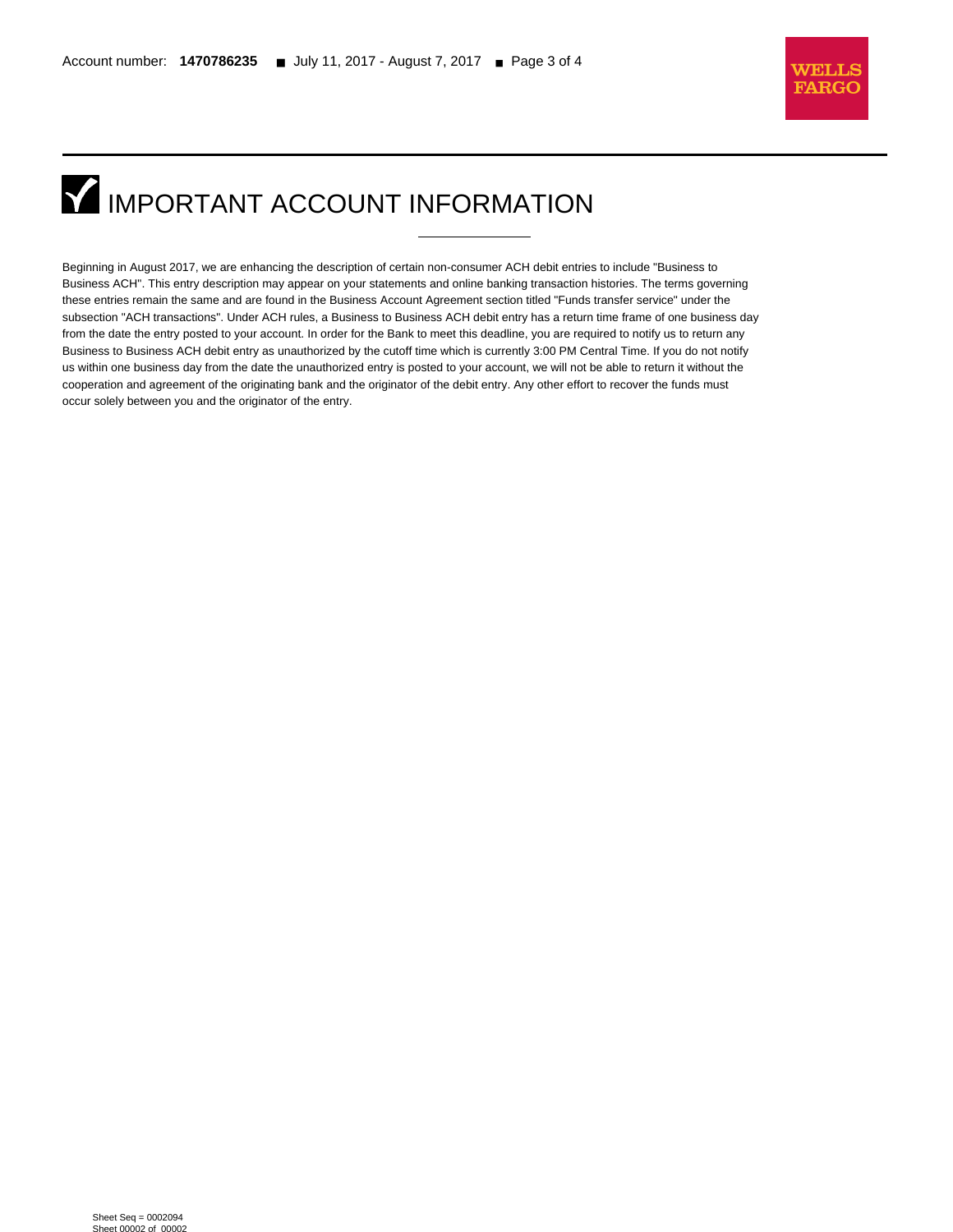# IMPORTANT ACCOUNT INFORMATION

Beginning in August 2017, we are enhancing the description of certain non-consumer ACH debit entries to include "Business to Business ACH". This entry description may appear on your statements and online banking transaction histories. The terms governing these entries remain the same and are found in the Business Account Agreement section titled "Funds transfer service" under the subsection "ACH transactions". Under ACH rules, a Business to Business ACH debit entry has a return time frame of one business day from the date the entry posted to your account. In order for the Bank to meet this deadline, you are required to notify us to return any Business to Business ACH debit entry as unauthorized by the cutoff time which is currently 3:00 PM Central Time. If you do not notify us within one business day from the date the unauthorized entry is posted to your account, we will not be able to return it without the cooperation and agreement of the originating bank and the originator of the debit entry. Any other effort to recover the funds must occur solely between you and the originator of the entry.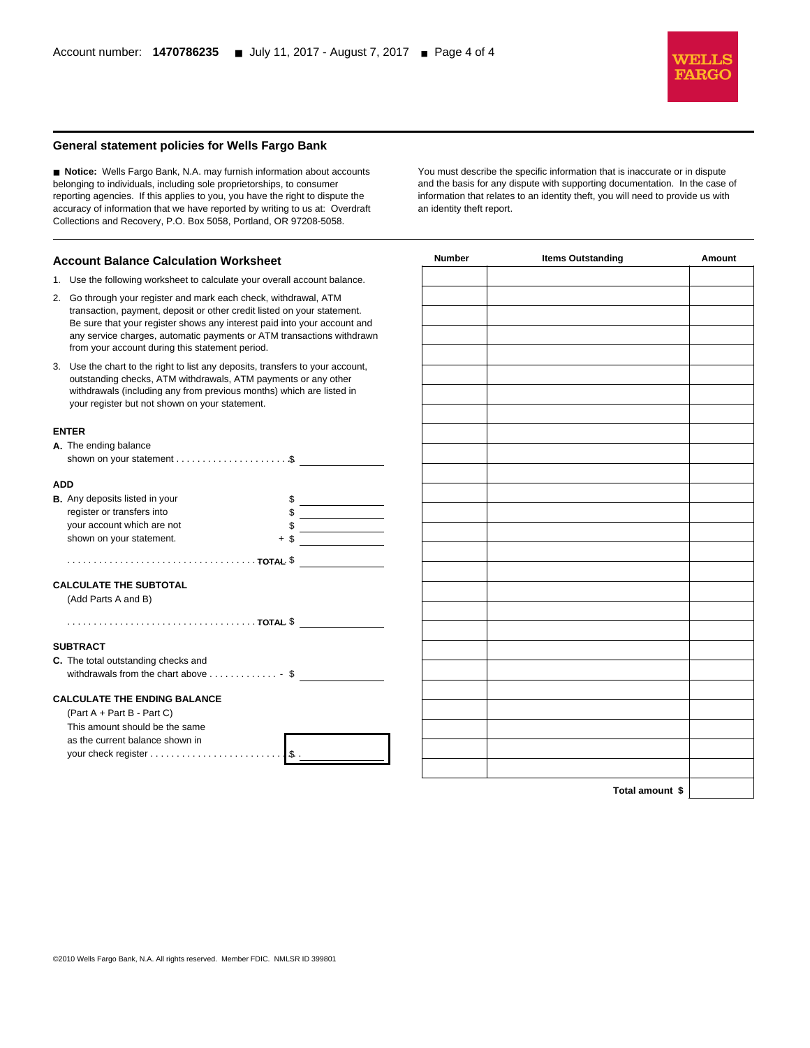## General statement policies for Wells Fargo Bank

■ **Notice:** Wells Fargo Bank, N.A. may furnish information about accounts belonging to individuals, including sole proprietorships, to consumer reporting agencies. If this applies to you, you have the right to dispute the accuracy of information that we have reported by writing to us at: Overdraft Collections and Recovery, P.O. Box 5058, Portland, OR 97208-5058.

You must describe the specific information that is inaccurate or in dispute and the basis for any dispute with supporting documentation. In the case of information that relates to an identity theft, you will need to provide us with an identity theft report.

### Account Balance Calculation Worksheet

1. Use the following worksheet to calculate your overall account balance.
2. Go through your register and mark each check, withdrawal, ATM transaction, payment, deposit or other credit listed on your statement. Be sure that your register shows any interest paid into your account and any service charges, automatic payments or ATM transactions withdrawn from your account during this statement period.
3. Use the chart to the right to list any deposits, transfers to your account, outstanding checks, ATM withdrawals, ATM payments or any other withdrawals (including any from previous months) which are listed in your register but not shown on your statement.

**ENTER**

**A.** The ending balance shown on your statement . . . . . . . . . . . . . . . . . . . . . $ \_\_\_\_\_\_\_\_\_\_

**ADD**

**B.** Any deposits listed in your register or transfers into your account which are not shown on your statement.

$ \_\_\_\_\_\_\_\_\_\_
$ \_\_\_\_\_\_\_\_\_\_
$ \_\_\_\_\_\_\_\_\_\_
\+ $ \_\_\_\_\_\_\_\_\_\_

. . . . . . . . . . . . . . . . . . . . . . . . . . . . . . . . . . . **TOTAL** $ \_\_\_\_\_\_\_\_\_\_

**CALCULATE THE SUBTOTAL**

(Add Parts A and B)

. . . . . . . . . . . . . . . . . . . . . . . . . . . . . . . . . . . **TOTAL** $ \_\_\_\_\_\_\_\_\_\_

**SUBTRACT**

**C.** The total outstanding checks and withdrawals from the chart above . . . . . . . . . . . . . - $ \_\_\_\_\_\_\_\_\_\_

**CALCULATE THE ENDING BALANCE**

(Part A + Part B - Part C)
This amount should be the same as the current balance shown in your check register . . . . . . . . . . . . . . . . . . . . . . . . . $ \_\_\_\_\_\_\_\_\_\_

| Number | Items Outstanding | Amount |
|---|---|---|
| | | |
| | | |
| | | |
| | | |
| | | |
| | | |
| | | |
| | | |
| | | |
| | | |
| | | |
| | | |
| | | |
| | | |
| | | |
| | | |
| | | |
| | | |
| | | |
| | | |
| | | |
| | | |
| | | |
| | | |
| | | |
| | | |
| | **Total amount $** | |

©2010 Wells Fargo Bank, N.A. All rights reserved. Member FDIC. NMLSR ID 399801